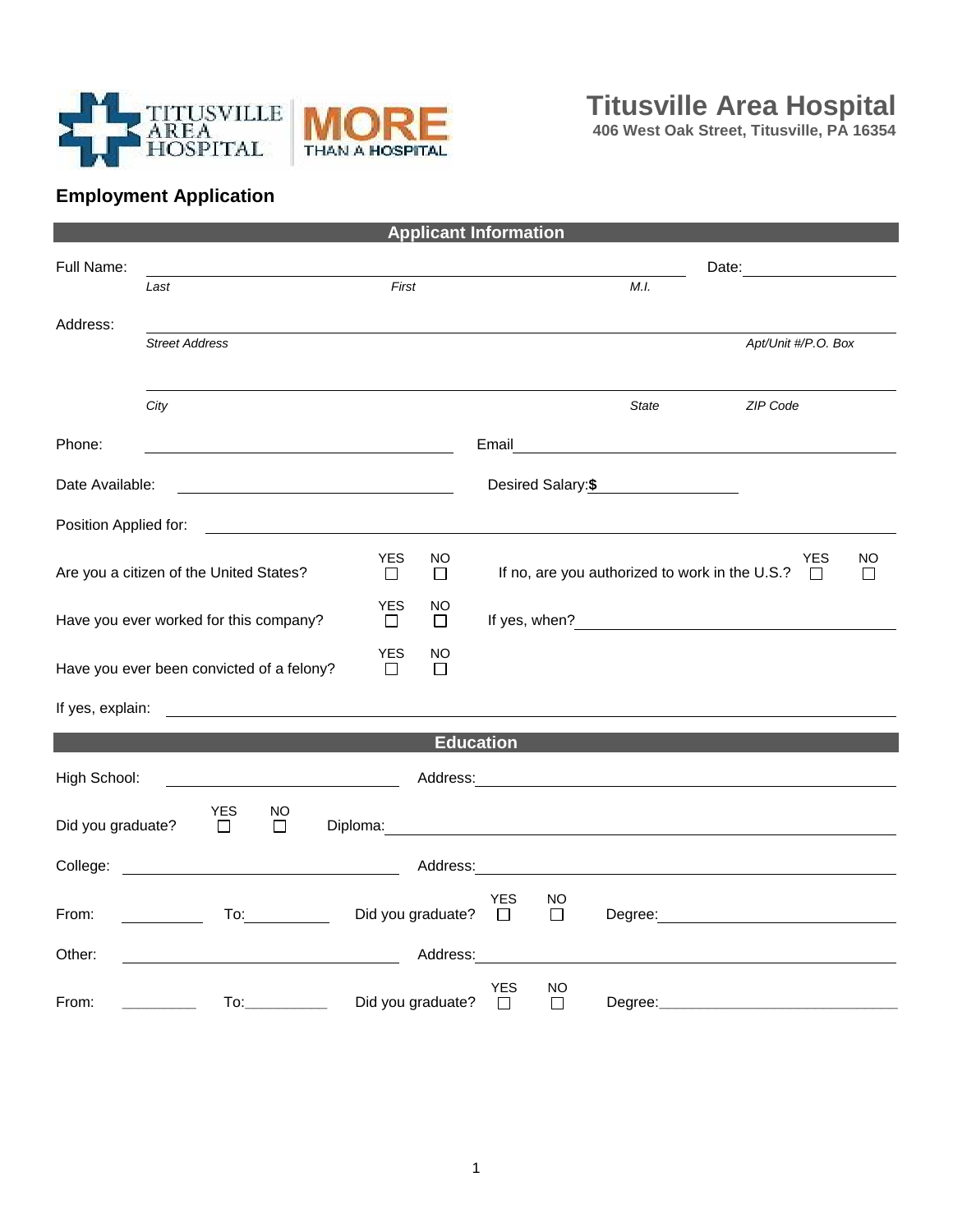# Titusville Area Hospital

**406 West Oak Street, Titusville, PA 16354**

TITUSVILLE AREA HOSPITAL — MORE THAN A HOSPITAL

## Employment Application

### Applicant Information

Full Name: ______________________________________________ Date: ______________

*Last* *First* *M.I.*

Address: ______________________________________________________________

*Street Address* *Apt/Unit #/P.O. Box*

______________________________________________________________

*City* *State* *ZIP Code*

Phone: ______________________ Email ______________________

Date Available: ______________________ Desired Salary:**$** ______________

Position Applied for: ______________________________________________

Are you a citizen of the United States? YES ☐ NO ☐ If no, are you authorized to work in the U.S.? YES ☐ NO ☐

Have you ever worked for this company? YES ☐ NO ☐ If yes, when? ______________________

Have you ever been convicted of a felony? YES ☐ NO ☐

If yes, explain: ______________________________________________

### Education

High School: ______________________ Address: ______________________

Did you graduate? YES ☐ NO ☐ Diploma: ______________________

College: ______________________ Address: ______________________

From: __________ To: __________ Did you graduate? YES ☐ NO ☐ Degree: ______________________

Other: ______________________ Address: ______________________

From: __________ To: __________ Did you graduate? YES ☐ NO ☐ Degree: ______________________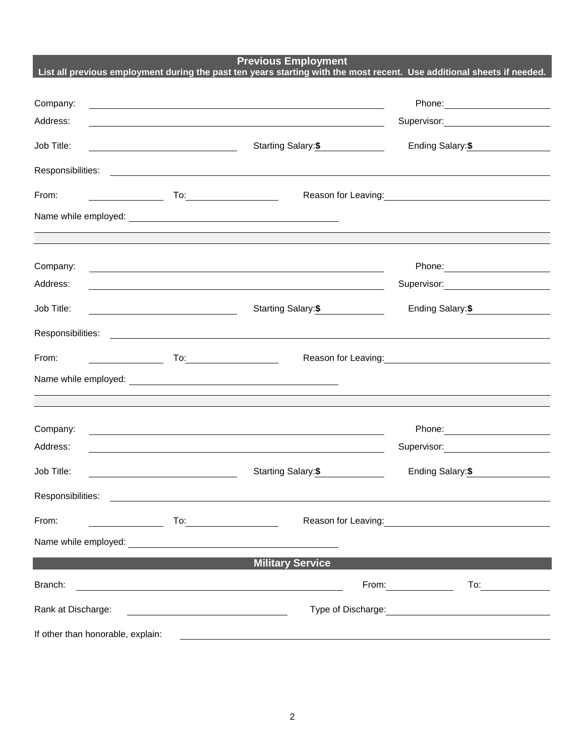## Previous Employment

**List all previous employment during the past ten years starting with the most recent. Use additional sheets if needed.**

Company: \_\_\_\_\_\_\_\_\_\_\_\_\_\_\_\_\_\_\_\_ Phone: \_\_\_\_\_\_\_\_\_\_\_\_

Address: \_\_\_\_\_\_\_\_\_\_\_\_\_\_\_\_\_\_\_\_ Supervisor: \_\_\_\_\_\_\_\_\_\_\_\_

Job Title: \_\_\_\_\_\_\_\_\_\_\_\_ Starting Salary: **$** \_\_\_\_\_\_\_\_ Ending Salary: **$** \_\_\_\_\_\_\_\_

Responsibilities: \_\_\_\_\_\_\_\_\_\_\_\_\_\_\_\_\_\_\_\_\_\_\_\_\_\_\_\_\_\_

From: \_\_\_\_\_\_\_\_ To: \_\_\_\_\_\_\_\_ Reason for Leaving: \_\_\_\_\_\_\_\_\_\_\_\_\_\_\_\_

Name while employed: \_\_\_\_\_\_\_\_\_\_\_\_\_\_\_\_\_\_\_\_

---

Company: \_\_\_\_\_\_\_\_\_\_\_\_\_\_\_\_\_\_\_\_ Phone: \_\_\_\_\_\_\_\_\_\_\_\_

Address: \_\_\_\_\_\_\_\_\_\_\_\_\_\_\_\_\_\_\_\_ Supervisor: \_\_\_\_\_\_\_\_\_\_\_\_

Job Title: \_\_\_\_\_\_\_\_\_\_\_\_ Starting Salary: **$** \_\_\_\_\_\_\_\_ Ending Salary: **$** \_\_\_\_\_\_\_\_

Responsibilities: \_\_\_\_\_\_\_\_\_\_\_\_\_\_\_\_\_\_\_\_\_\_\_\_\_\_\_\_\_\_

From: \_\_\_\_\_\_\_\_ To: \_\_\_\_\_\_\_\_ Reason for Leaving: \_\_\_\_\_\_\_\_\_\_\_\_\_\_\_\_

Name while employed: \_\_\_\_\_\_\_\_\_\_\_\_\_\_\_\_\_\_\_\_

---

Company: \_\_\_\_\_\_\_\_\_\_\_\_\_\_\_\_\_\_\_\_ Phone: \_\_\_\_\_\_\_\_\_\_\_\_

Address: \_\_\_\_\_\_\_\_\_\_\_\_\_\_\_\_\_\_\_\_ Supervisor: \_\_\_\_\_\_\_\_\_\_\_\_

Job Title: \_\_\_\_\_\_\_\_\_\_\_\_ Starting Salary: **$** \_\_\_\_\_\_\_\_ Ending Salary: **$** \_\_\_\_\_\_\_\_

Responsibilities: \_\_\_\_\_\_\_\_\_\_\_\_\_\_\_\_\_\_\_\_\_\_\_\_\_\_\_\_\_\_

From: \_\_\_\_\_\_\_\_ To: \_\_\_\_\_\_\_\_ Reason for Leaving: \_\_\_\_\_\_\_\_\_\_\_\_\_\_\_\_

Name while employed: \_\_\_\_\_\_\_\_\_\_\_\_\_\_\_\_\_\_\_\_

## Military Service

Branch: \_\_\_\_\_\_\_\_\_\_\_\_\_\_\_\_\_\_\_\_ From: \_\_\_\_\_\_\_\_ To: \_\_\_\_\_\_\_\_

Rank at Discharge: \_\_\_\_\_\_\_\_\_\_\_\_ Type of Discharge: \_\_\_\_\_\_\_\_\_\_\_\_\_\_\_\_

If other than honorable, explain: \_\_\_\_\_\_\_\_\_\_\_\_\_\_\_\_\_\_\_\_\_\_\_\_\_\_\_\_\_\_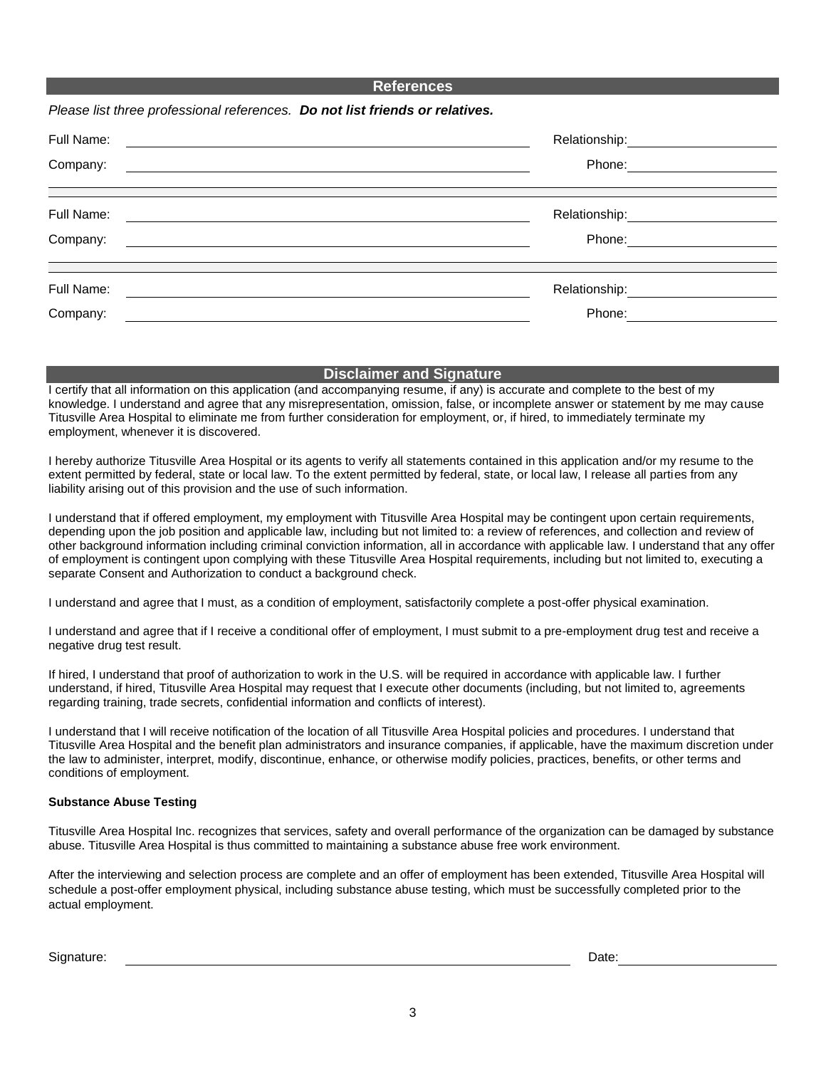## References

*Please list three professional references.* ***Do not list friends or relatives.***

Full Name: ______________________________ Relationship: ____________________

Company: ______________________________ Phone: ____________________

Full Name: ______________________________ Relationship: ____________________

Company: ______________________________ Phone: ____________________

Full Name: ______________________________ Relationship: ____________________

Company: ______________________________ Phone: ____________________

## Disclaimer and Signature

I certify that all information on this application (and accompanying resume, if any) is accurate and complete to the best of my knowledge. I understand and agree that any misrepresentation, omission, false, or incomplete answer or statement by me may cause Titusville Area Hospital to eliminate me from further consideration for employment, or, if hired, to immediately terminate my employment, whenever it is discovered.

I hereby authorize Titusville Area Hospital or its agents to verify all statements contained in this application and/or my resume to the extent permitted by federal, state or local law. To the extent permitted by federal, state, or local law, I release all parties from any liability arising out of this provision and the use of such information.

I understand that if offered employment, my employment with Titusville Area Hospital may be contingent upon certain requirements, depending upon the job position and applicable law, including but not limited to: a review of references, and collection and review of other background information including criminal conviction information, all in accordance with applicable law. I understand that any offer of employment is contingent upon complying with these Titusville Area Hospital requirements, including but not limited to, executing a separate Consent and Authorization to conduct a background check.

I understand and agree that I must, as a condition of employment, satisfactorily complete a post-offer physical examination.

I understand and agree that if I receive a conditional offer of employment, I must submit to a pre-employment drug test and receive a negative drug test result.

If hired, I understand that proof of authorization to work in the U.S. will be required in accordance with applicable law. I further understand, if hired, Titusville Area Hospital may request that I execute other documents (including, but not limited to, agreements regarding training, trade secrets, confidential information and conflicts of interest).

I understand that I will receive notification of the location of all Titusville Area Hospital policies and procedures. I understand that Titusville Area Hospital and the benefit plan administrators and insurance companies, if applicable, have the maximum discretion under the law to administer, interpret, modify, discontinue, enhance, or otherwise modify policies, practices, benefits, or other terms and conditions of employment.

**Substance Abuse Testing**

Titusville Area Hospital Inc. recognizes that services, safety and overall performance of the organization can be damaged by substance abuse. Titusville Area Hospital is thus committed to maintaining a substance abuse free work environment.

After the interviewing and selection process are complete and an offer of employment has been extended, Titusville Area Hospital will schedule a post-offer employment physical, including substance abuse testing, which must be successfully completed prior to the actual employment.

Signature: ______________________________ Date: ____________________